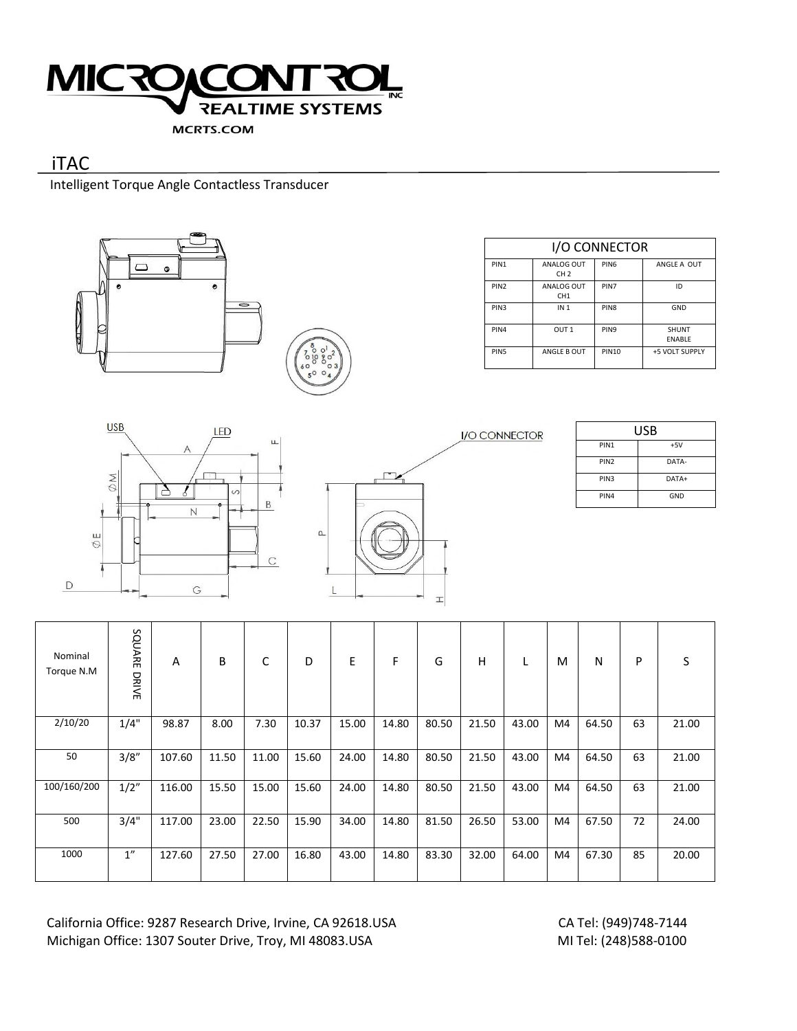MICROCONTROL INC
REALTIME SYSTEMS
MCRTS.COM

# iTAC

Intelligent Torque Angle Contactless Transducer

| I/O CONNECTOR | | | |
|---|---|---|---|
| PIN1 | ANALOG OUT CH 2 | PIN6 | ANGLE A OUT |
| PIN2 | ANALOG OUT CH1 | PIN7 | ID |
| PIN3 | IN 1 | PIN8 | GND |
| PIN4 | OUT 1 | PIN9 | SHUNT ENABLE |
| PIN5 | ANGLE B OUT | PIN10 | +5 VOLT SUPPLY |

| USB | |
|---|---|
| PIN1 | +5V |
| PIN2 | DATA- |
| PIN3 | DATA+ |
| PIN4 | GND |

| Nominal Torque N.M | SQUARE DRIVE | A | B | C | D | E | F | G | H | L | M | N | P | S |
|---|---|---|---|---|---|---|---|---|---|---|---|---|---|---|
| 2/10/20 | 1/4" | 98.87 | 8.00 | 7.30 | 10.37 | 15.00 | 14.80 | 80.50 | 21.50 | 43.00 | M4 | 64.50 | 63 | 21.00 |
| 50 | 3/8" | 107.60 | 11.50 | 11.00 | 15.60 | 24.00 | 14.80 | 80.50 | 21.50 | 43.00 | M4 | 64.50 | 63 | 21.00 |
| 100/160/200 | 1/2" | 116.00 | 15.50 | 15.00 | 15.60 | 24.00 | 14.80 | 80.50 | 21.50 | 43.00 | M4 | 64.50 | 63 | 21.00 |
| 500 | 3/4" | 117.00 | 23.00 | 22.50 | 15.90 | 34.00 | 14.80 | 81.50 | 26.50 | 53.00 | M4 | 67.50 | 72 | 24.00 |
| 1000 | 1" | 127.60 | 27.50 | 27.00 | 16.80 | 43.00 | 14.80 | 83.30 | 32.00 | 64.00 | M4 | 67.30 | 85 | 20.00 |

California Office: 9287 Research Drive, Irvine, CA 92618.USA — CA Tel: (949)748-7144

Michigan Office: 1307 Souter Drive, Troy, MI 48083.USA — MI Tel: (248)588-0100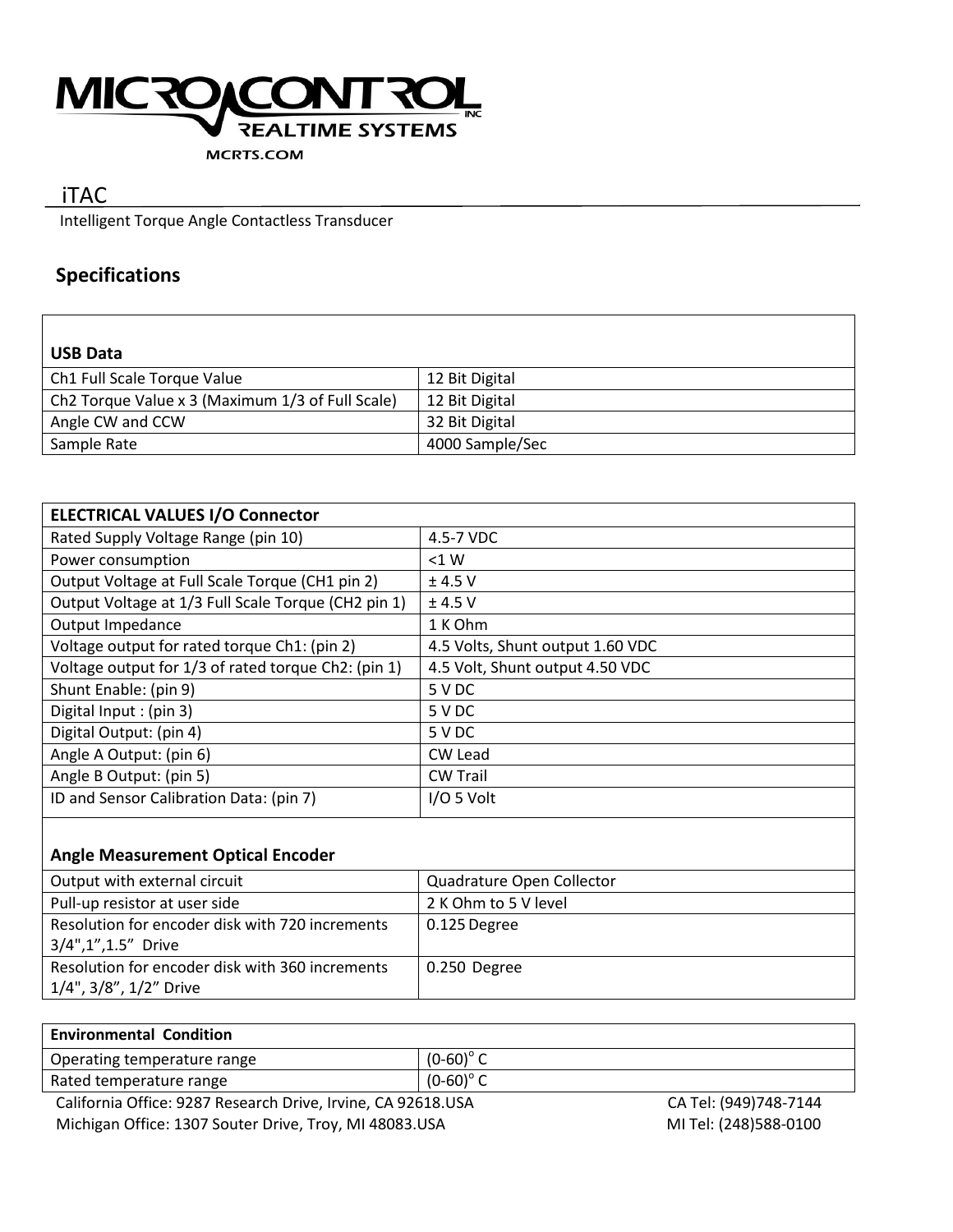MICROCONTROL INC
REALTIME SYSTEMS
MCRTS.COM

# iTAC

Intelligent Torque Angle Contactless Transducer

## Specifications

| USB Data | |
|---|---|
| Ch1 Full Scale Torque Value | 12 Bit Digital |
| Ch2 Torque Value x 3 (Maximum 1/3 of Full Scale) | 12 Bit Digital |
| Angle CW and CCW | 32 Bit Digital |
| Sample Rate | 4000 Sample/Sec |

| ELECTRICAL VALUES I/O Connector | |
|---|---|
| Rated Supply Voltage Range (pin 10) | 4.5-7 VDC |
| Power consumption | <1 W |
| Output Voltage at Full Scale Torque (CH1 pin 2) | ± 4.5 V |
| Output Voltage at 1/3 Full Scale Torque (CH2 pin 1) | ± 4.5 V |
| Output Impedance | 1 K Ohm |
| Voltage output for rated torque Ch1: (pin 2) | 4.5 Volts, Shunt output 1.60 VDC |
| Voltage output for 1/3 of rated torque Ch2: (pin 1) | 4.5 Volt, Shunt output 4.50 VDC |
| Shunt Enable: (pin 9) | 5 V DC |
| Digital Input : (pin 3) | 5 V DC |
| Digital Output: (pin 4) | 5 V DC |
| Angle A Output: (pin 6) | CW Lead |
| Angle B Output: (pin 5) | CW Trail |
| ID and Sensor Calibration Data: (pin 7) | I/O 5 Volt |
| **Angle Measurement Optical Encoder** | |
| Output with external circuit | Quadrature Open Collector |
| Pull-up resistor at user side | 2 K Ohm to 5 V level |
| Resolution for encoder disk with 720 increments 3/4",1",1.5" Drive | 0.125 Degree |
| Resolution for encoder disk with 360 increments 1/4", 3/8", 1/2" Drive | 0.250 Degree |

| Environmental Condition | |
|---|---|
| Operating temperature range | (0-60)° C |
| Rated temperature range | (0-60)° C |

California Office: 9287 Research Drive, Irvine, CA 92618.USA — CA Tel: (949)748-7144

Michigan Office: 1307 Souter Drive, Troy, MI 48083.USA — MI Tel: (248)588-0100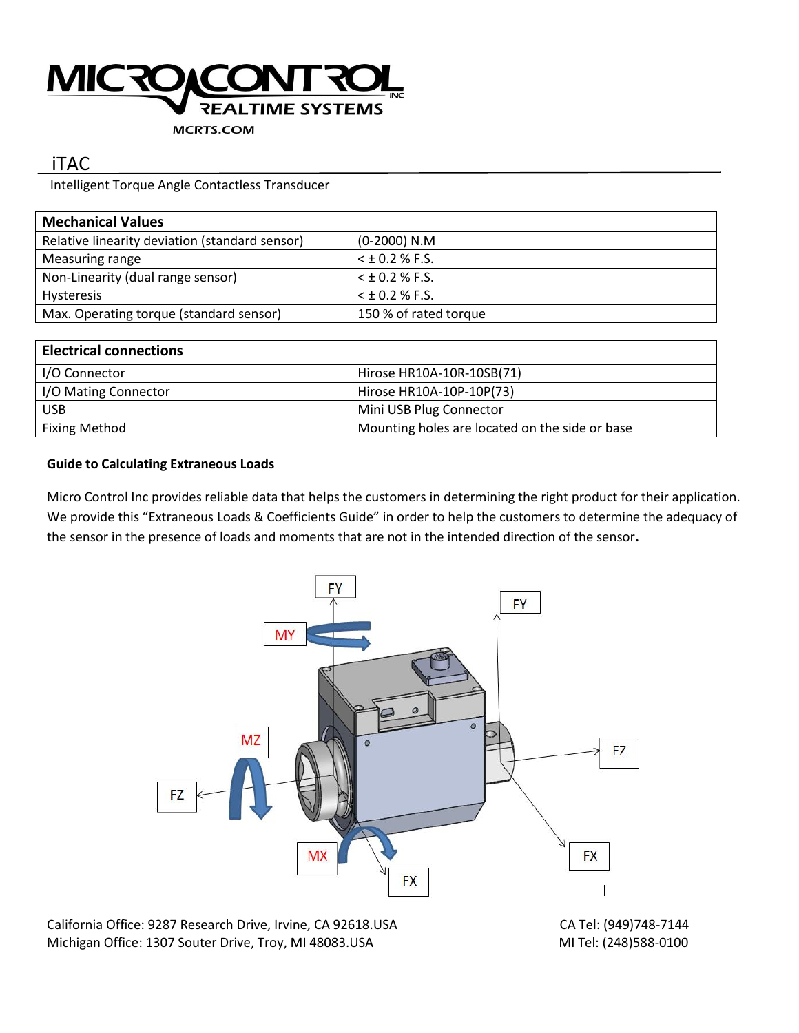# iTAC

Intelligent Torque Angle Contactless Transducer

| Mechanical Values | |
|---|---|
| Relative linearity deviation (standard sensor) | (0-2000) N.M |
| Measuring range | < ± 0.2 % F.S. |
| Non-Linearity (dual range sensor) | < ± 0.2 % F.S. |
| Hysteresis | < ± 0.2 % F.S. |
| Max. Operating torque (standard sensor) | 150 % of rated torque |

| Electrical connections | |
|---|---|
| I/O Connector | Hirose HR10A-10R-10SB(71) |
| I/O Mating Connector | Hirose HR10A-10P-10P(73) |
| USB | Mini USB Plug Connector |
| Fixing Method | Mounting holes are located on the side or base |

**Guide to Calculating Extraneous Loads**

Micro Control Inc provides reliable data that helps the customers in determining the right product for their application. We provide this "Extraneous Loads & Coefficients Guide" in order to help the customers to determine the adequacy of the sensor in the presence of loads and moments that are not in the intended direction of the sensor**.**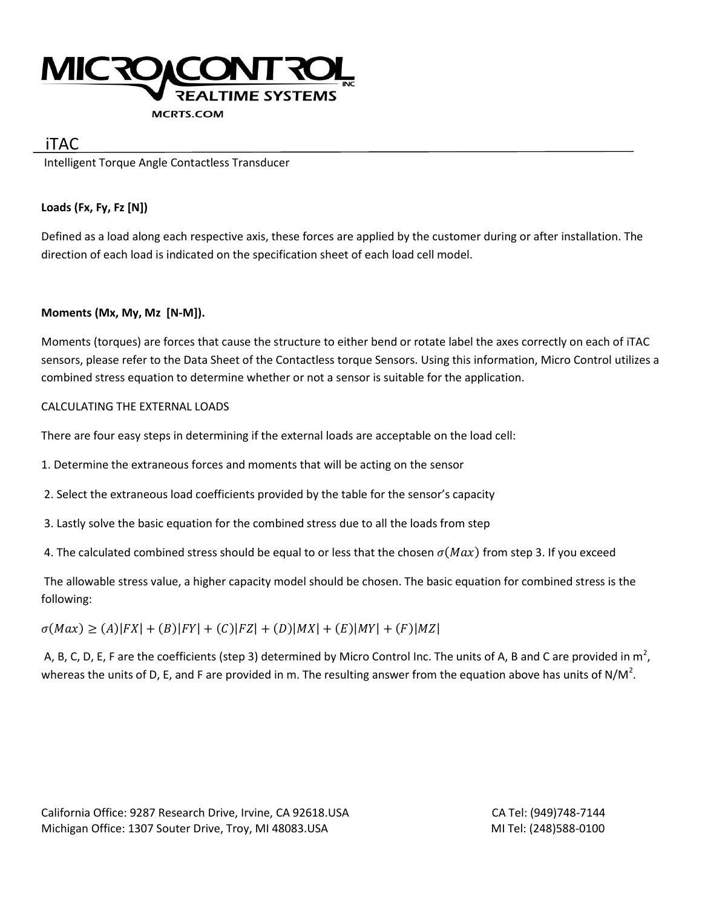# iTAC

Intelligent Torque Angle Contactless Transducer

**Loads (Fx, Fy, Fz [N])**

Defined as a load along each respective axis, these forces are applied by the customer during or after installation. The direction of each load is indicated on the specification sheet of each load cell model.

**Moments (Mx, My, Mz [N-M]).**

Moments (torques) are forces that cause the structure to either bend or rotate label the axes correctly on each of iTAC sensors, please refer to the Data Sheet of the Contactless torque Sensors. Using this information, Micro Control utilizes a combined stress equation to determine whether or not a sensor is suitable for the application.

CALCULATING THE EXTERNAL LOADS

There are four easy steps in determining if the external loads are acceptable on the load cell:

1. Determine the extraneous forces and moments that will be acting on the sensor
2. Select the extraneous load coefficients provided by the table for the sensor's capacity
3. Lastly solve the basic equation for the combined stress due to all the loads from step
4. The calculated combined stress should be equal to or less that the chosen $\sigma(Max)$ from step 3. If you exceed

The allowable stress value, a higher capacity model should be chosen. The basic equation for combined stress is the following:

$$\sigma(Max) \geq (A)|FX| + (B)|FY| + (C)|FZ| + (D)|MX| + (E)|MY| + (F)|MZ|$$

A, B, C, D, E, F are the coefficients (step 3) determined by Micro Control Inc. The units of A, B and C are provided in $m^2$, whereas the units of D, E, and F are provided in m. The resulting answer from the equation above has units of $N/M^2$.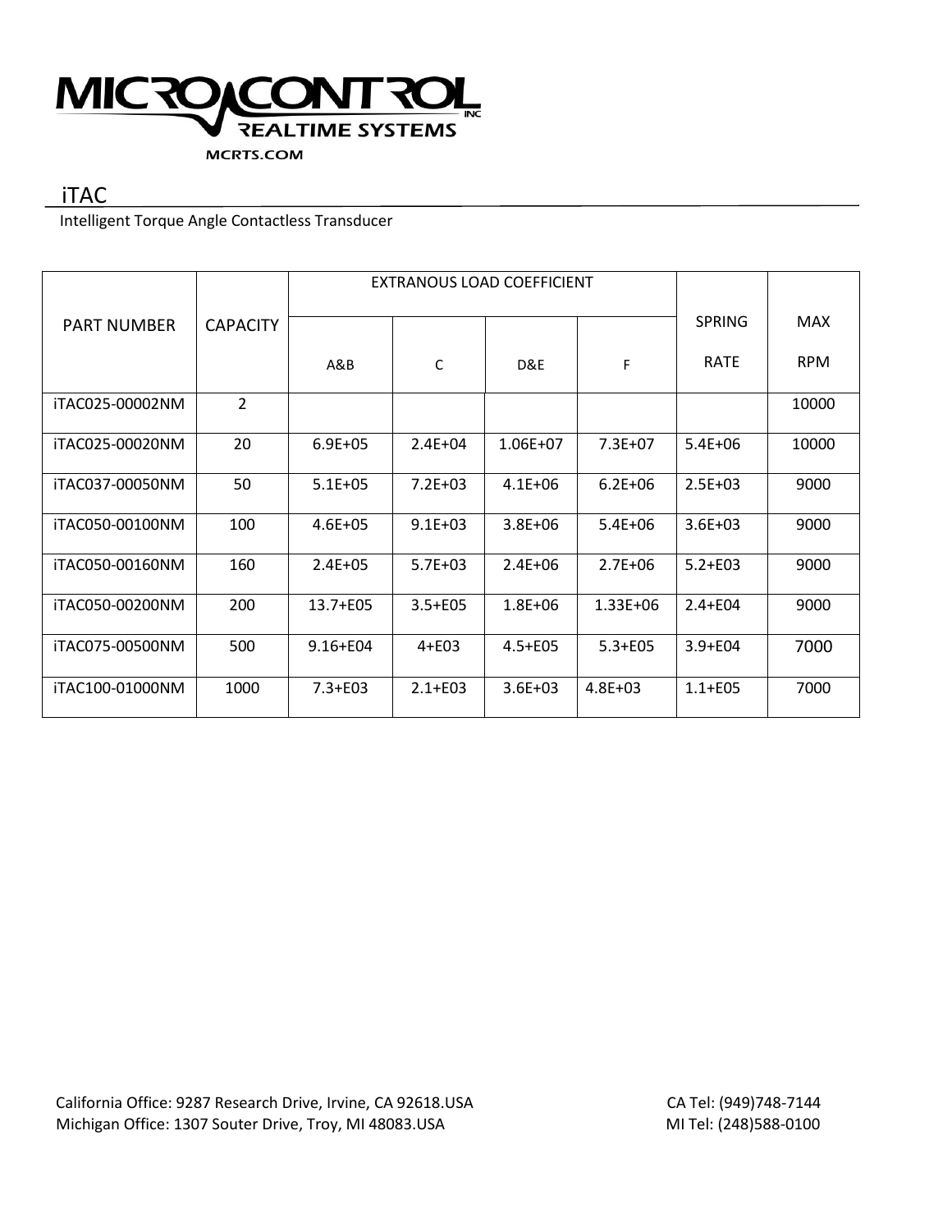MICROCONTROL INC REALTIME SYSTEMS

MCRTS.COM

## iTAC

Intelligent Torque Angle Contactless Transducer

| PART NUMBER | CAPACITY | EXTRANOUS LOAD COEFFICIENT | | | | SPRING RATE | MAX RPM |
|---|---|---|---|---|---|---|---|
| | | A&B | C | D&E | F | | |
| iTAC025-00002NM | 2 | | | | | | 10000 |
| iTAC025-00020NM | 20 | 6.9E+05 | 2.4E+04 | 1.06E+07 | 7.3E+07 | 5.4E+06 | 10000 |
| iTAC037-00050NM | 50 | 5.1E+05 | 7.2E+03 | 4.1E+06 | 6.2E+06 | 2.5E+03 | 9000 |
| iTAC050-00100NM | 100 | 4.6E+05 | 9.1E+03 | 3.8E+06 | 5.4E+06 | 3.6E+03 | 9000 |
| iTAC050-00160NM | 160 | 2.4E+05 | 5.7E+03 | 2.4E+06 | 2.7E+06 | 5.2+E03 | 9000 |
| iTAC050-00200NM | 200 | 13.7+E05 | 3.5+E05 | 1.8E+06 | 1.33E+06 | 2.4+E04 | 9000 |
| iTAC075-00500NM | 500 | 9.16+E04 | 4+E03 | 4.5+E05 | 5.3+E05 | 3.9+E04 | 7000 |
| iTAC100-01000NM | 1000 | 7.3+E03 | 2.1+E03 | 3.6E+03 | 4.8E+03 | 1.1+E05 | 7000 |

California Office: 9287 Research Drive, Irvine, CA 92618.USA CA Tel: (949)748-7144
Michigan Office: 1307 Souter Drive, Troy, MI 48083.USA MI Tel: (248)588-0100